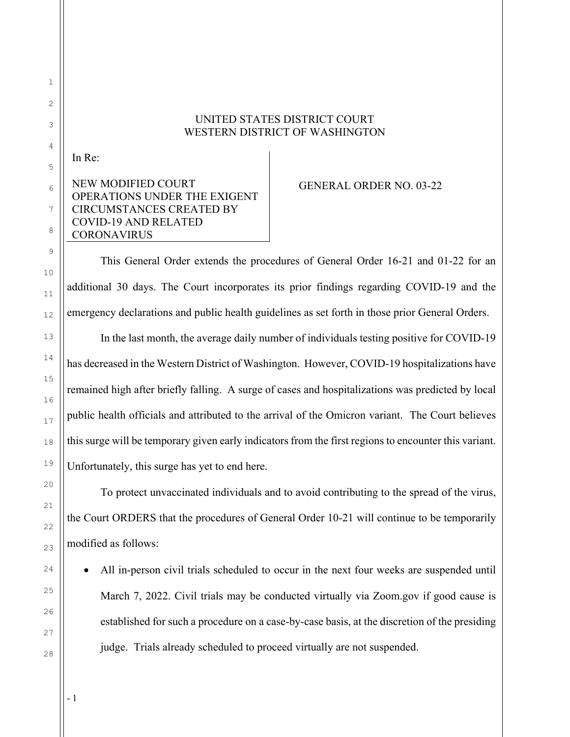UNITED STATES DISTRICT COURT
WESTERN DISTRICT OF WASHINGTON

In Re:

NEW MODIFIED COURT OPERATIONS UNDER THE EXIGENT CIRCUMSTANCES CREATED BY COVID-19 AND RELATED CORONAVIRUS

GENERAL ORDER NO. 03-22

This General Order extends the procedures of General Order 16-21 and 01-22 for an additional 30 days. The Court incorporates its prior findings regarding COVID-19 and the emergency declarations and public health guidelines as set forth in those prior General Orders.

In the last month, the average daily number of individuals testing positive for COVID-19 has decreased in the Western District of Washington. However, COVID-19 hospitalizations have remained high after briefly falling. A surge of cases and hospitalizations was predicted by local public health officials and attributed to the arrival of the Omicron variant. The Court believes this surge will be temporary given early indicators from the first regions to encounter this variant. Unfortunately, this surge has yet to end here.

To protect unvaccinated individuals and to avoid contributing to the spread of the virus, the Court ORDERS that the procedures of General Order 10-21 will continue to be temporarily modified as follows:

- All in-person civil trials scheduled to occur in the next four weeks are suspended until March 7, 2022. Civil trials may be conducted virtually via Zoom.gov if good cause is established for such a procedure on a case-by-case basis, at the discretion of the presiding judge. Trials already scheduled to proceed virtually are not suspended.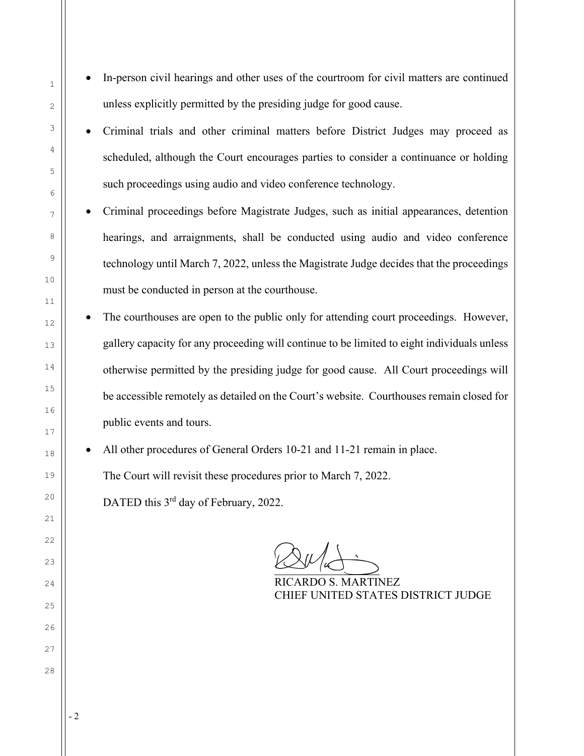- In-person civil hearings and other uses of the courtroom for civil matters are continued unless explicitly permitted by the presiding judge for good cause.
- Criminal trials and other criminal matters before District Judges may proceed as scheduled, although the Court encourages parties to consider a continuance or holding such proceedings using audio and video conference technology.
- Criminal proceedings before Magistrate Judges, such as initial appearances, detention hearings, and arraignments, shall be conducted using audio and video conference technology until March 7, 2022, unless the Magistrate Judge decides that the proceedings must be conducted in person at the courthouse.
- The courthouses are open to the public only for attending court proceedings. However, gallery capacity for any proceeding will continue to be limited to eight individuals unless otherwise permitted by the presiding judge for good cause. All Court proceedings will be accessible remotely as detailed on the Court's website. Courthouses remain closed for public events and tours.
- All other procedures of General Orders 10-21 and 11-21 remain in place.

The Court will revisit these procedures prior to March 7, 2022.

DATED this 3rd day of February, 2022.

RICARDO S. MARTINEZ
CHIEF UNITED STATES DISTRICT JUDGE